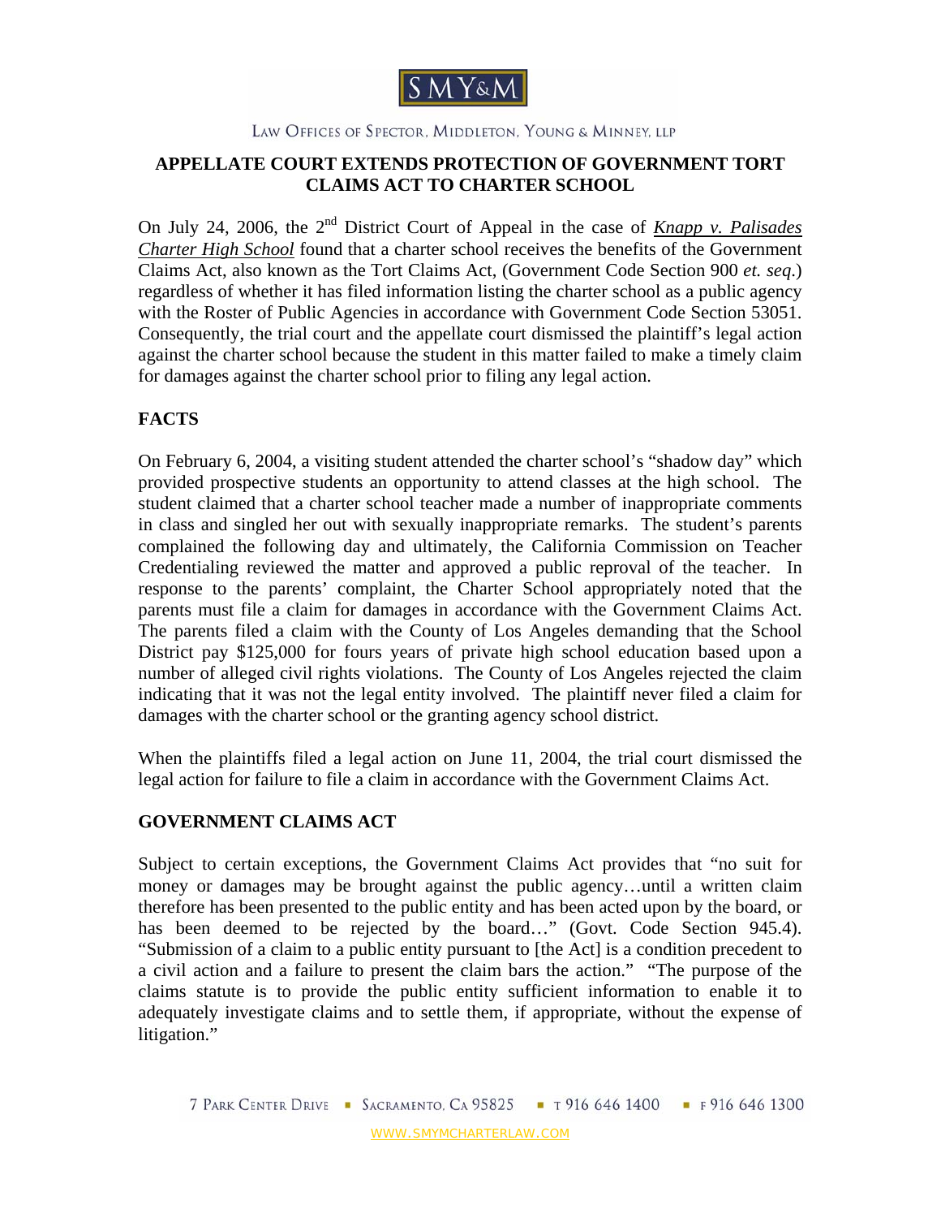SMY&M

LAW OFFICES OF SPECTOR, MIDDLETON, YOUNG & MINNEY, LLP

## APPELLATE COURT EXTENDS PROTECTION OF GOVERNMENT TORT CLAIMS ACT TO CHARTER SCHOOL

On July 24, 2006, the 2nd District Court of Appeal in the case of *Knapp v. Palisades Charter High School* found that a charter school receives the benefits of the Government Claims Act, also known as the Tort Claims Act, (Government Code Section 900 *et. seq.*) regardless of whether it has filed information listing the charter school as a public agency with the Roster of Public Agencies in accordance with Government Code Section 53051. Consequently, the trial court and the appellate court dismissed the plaintiff's legal action against the charter school because the student in this matter failed to make a timely claim for damages against the charter school prior to filing any legal action.

### FACTS

On February 6, 2004, a visiting student attended the charter school's "shadow day" which provided prospective students an opportunity to attend classes at the high school. The student claimed that a charter school teacher made a number of inappropriate comments in class and singled her out with sexually inappropriate remarks. The student's parents complained the following day and ultimately, the California Commission on Teacher Credentialing reviewed the matter and approved a public reproval of the teacher. In response to the parents' complaint, the Charter School appropriately noted that the parents must file a claim for damages in accordance with the Government Claims Act. The parents filed a claim with the County of Los Angeles demanding that the School District pay $125,000 for fours years of private high school education based upon a number of alleged civil rights violations. The County of Los Angeles rejected the claim indicating that it was not the legal entity involved. The plaintiff never filed a claim for damages with the charter school or the granting agency school district.

When the plaintiffs filed a legal action on June 11, 2004, the trial court dismissed the legal action for failure to file a claim in accordance with the Government Claims Act.

### GOVERNMENT CLAIMS ACT

Subject to certain exceptions, the Government Claims Act provides that "no suit for money or damages may be brought against the public agency…until a written claim therefore has been presented to the public entity and has been acted upon by the board, or has been deemed to be rejected by the board…" (Govt. Code Section 945.4). "Submission of a claim to a public entity pursuant to [the Act] is a condition precedent to a civil action and a failure to present the claim bars the action." "The purpose of the claims statute is to provide the public entity sufficient information to enable it to adequately investigate claims and to settle them, if appropriate, without the expense of litigation."

7 PARK CENTER DRIVE ▪ SACRAMENTO, CA 95825 ▪ T 916 646 1400 ▪ F 916 646 1300

WWW.SMYMCHARTERLAW.COM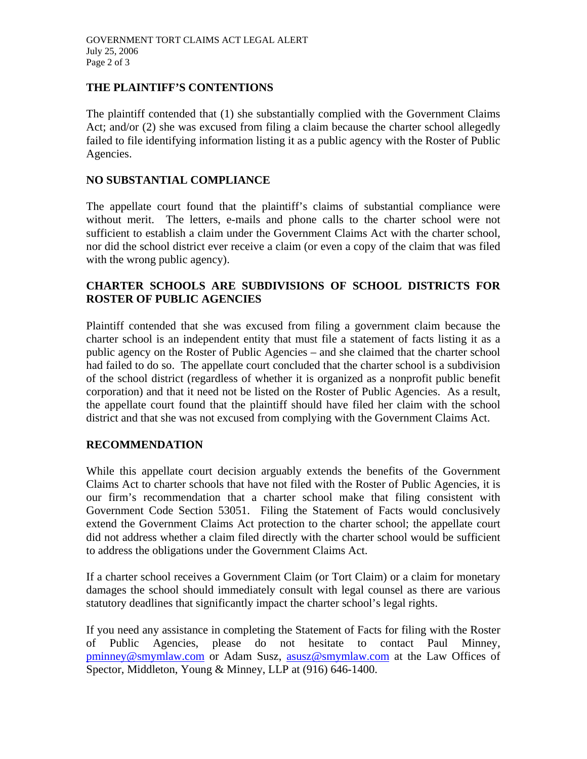## THE PLAINTIFF'S CONTENTIONS

The plaintiff contended that (1) she substantially complied with the Government Claims Act; and/or (2) she was excused from filing a claim because the charter school allegedly failed to file identifying information listing it as a public agency with the Roster of Public Agencies.

## NO SUBSTANTIAL COMPLIANCE

The appellate court found that the plaintiff's claims of substantial compliance were without merit. The letters, e-mails and phone calls to the charter school were not sufficient to establish a claim under the Government Claims Act with the charter school, nor did the school district ever receive a claim (or even a copy of the claim that was filed with the wrong public agency).

## CHARTER SCHOOLS ARE SUBDIVISIONS OF SCHOOL DISTRICTS FOR ROSTER OF PUBLIC AGENCIES

Plaintiff contended that she was excused from filing a government claim because the charter school is an independent entity that must file a statement of facts listing it as a public agency on the Roster of Public Agencies – and she claimed that the charter school had failed to do so. The appellate court concluded that the charter school is a subdivision of the school district (regardless of whether it is organized as a nonprofit public benefit corporation) and that it need not be listed on the Roster of Public Agencies. As a result, the appellate court found that the plaintiff should have filed her claim with the school district and that she was not excused from complying with the Government Claims Act.

## RECOMMENDATION

While this appellate court decision arguably extends the benefits of the Government Claims Act to charter schools that have not filed with the Roster of Public Agencies, it is our firm's recommendation that a charter school make that filing consistent with Government Code Section 53051. Filing the Statement of Facts would conclusively extend the Government Claims Act protection to the charter school; the appellate court did not address whether a claim filed directly with the charter school would be sufficient to address the obligations under the Government Claims Act.

If a charter school receives a Government Claim (or Tort Claim) or a claim for monetary damages the school should immediately consult with legal counsel as there are various statutory deadlines that significantly impact the charter school's legal rights.

If you need any assistance in completing the Statement of Facts for filing with the Roster of Public Agencies, please do not hesitate to contact Paul Minney, pminney@smymlaw.com or Adam Susz, asusz@smymlaw.com at the Law Offices of Spector, Middleton, Young & Minney, LLP at (916) 646-1400.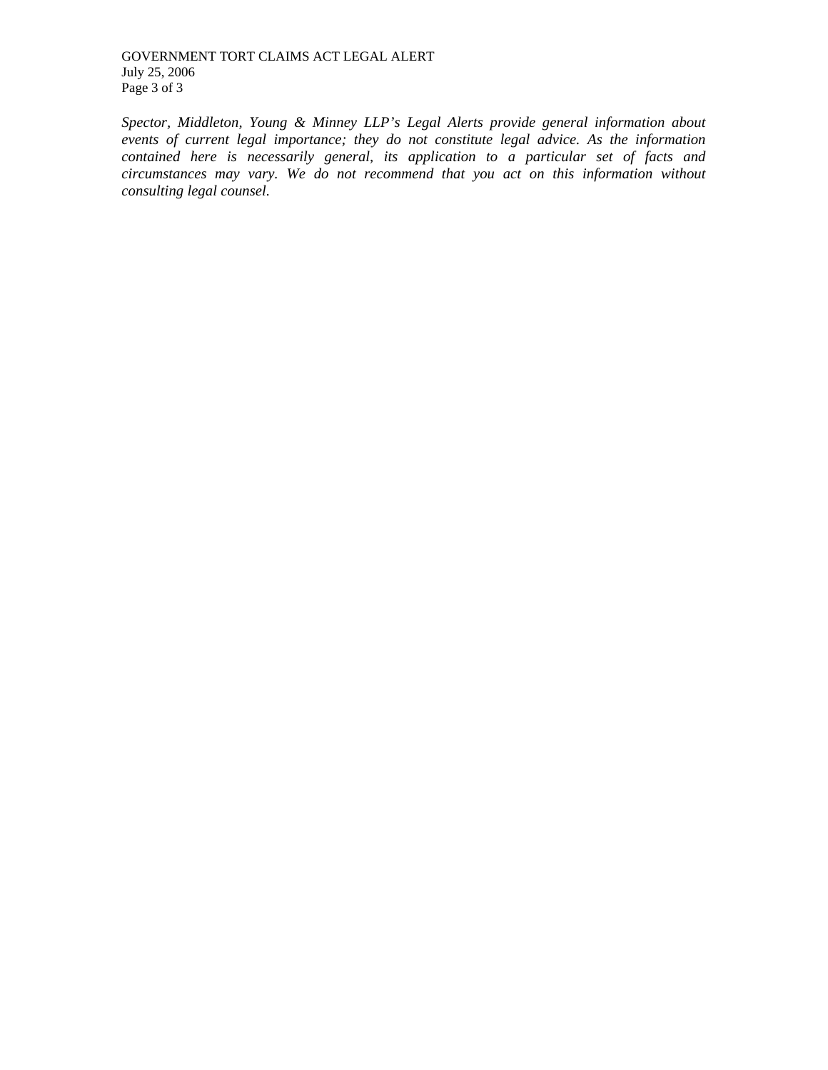*Spector, Middleton, Young & Minney LLP's Legal Alerts provide general information about events of current legal importance; they do not constitute legal advice. As the information contained here is necessarily general, its application to a particular set of facts and circumstances may vary. We do not recommend that you act on this information without consulting legal counsel.*